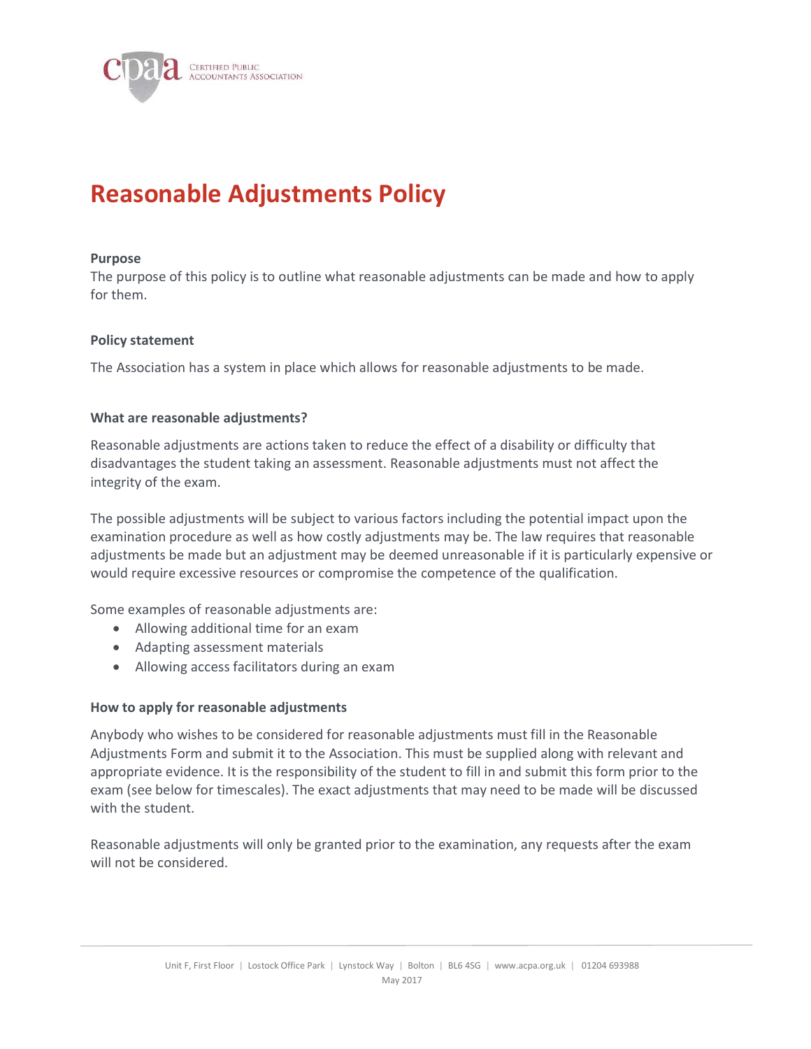# Reasonable Adjustments Policy

**Purpose**

The purpose of this policy is to outline what reasonable adjustments can be made and how to apply for them.

**Policy statement**

The Association has a system in place which allows for reasonable adjustments to be made.

**What are reasonable adjustments?**

Reasonable adjustments are actions taken to reduce the effect of a disability or difficulty that disadvantages the student taking an assessment. Reasonable adjustments must not affect the integrity of the exam.

The possible adjustments will be subject to various factors including the potential impact upon the examination procedure as well as how costly adjustments may be. The law requires that reasonable adjustments be made but an adjustment may be deemed unreasonable if it is particularly expensive or would require excessive resources or compromise the competence of the qualification.

Some examples of reasonable adjustments are:

- Allowing additional time for an exam
- Adapting assessment materials
- Allowing access facilitators during an exam

**How to apply for reasonable adjustments**

Anybody who wishes to be considered for reasonable adjustments must fill in the Reasonable Adjustments Form and submit it to the Association. This must be supplied along with relevant and appropriate evidence. It is the responsibility of the student to fill in and submit this form prior to the exam (see below for timescales). The exact adjustments that may need to be made will be discussed with the student.

Reasonable adjustments will only be granted prior to the examination, any requests after the exam will not be considered.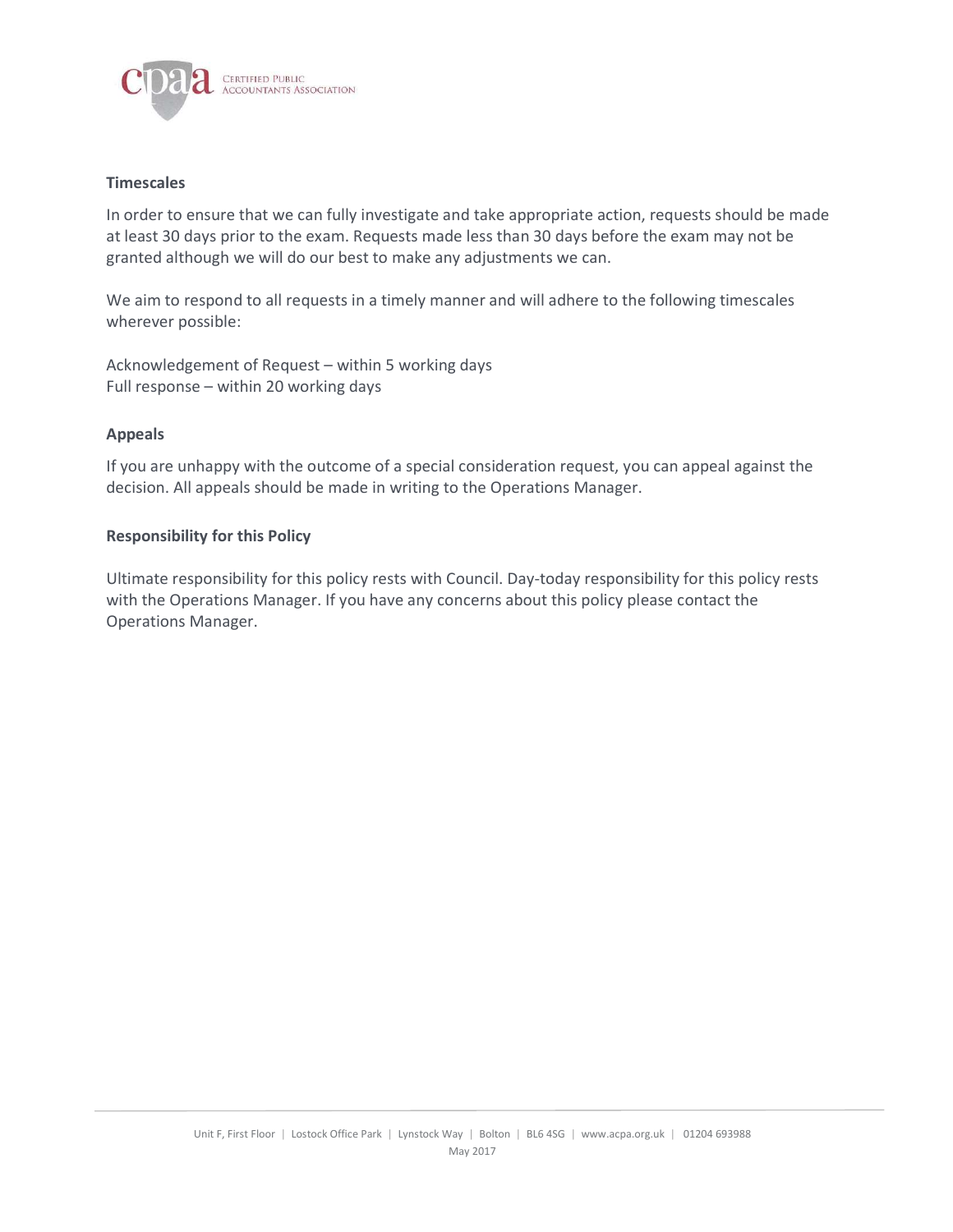### Timescales

In order to ensure that we can fully investigate and take appropriate action, requests should be made at least 30 days prior to the exam. Requests made less than 30 days before the exam may not be granted although we will do our best to make any adjustments we can.

We aim to respond to all requests in a timely manner and will adhere to the following timescales wherever possible:

Acknowledgement of Request – within 5 working days
Full response – within 20 working days

### Appeals

If you are unhappy with the outcome of a special consideration request, you can appeal against the decision. All appeals should be made in writing to the Operations Manager.

### Responsibility for this Policy

Ultimate responsibility for this policy rests with Council. Day-today responsibility for this policy rests with the Operations Manager. If you have any concerns about this policy please contact the Operations Manager.